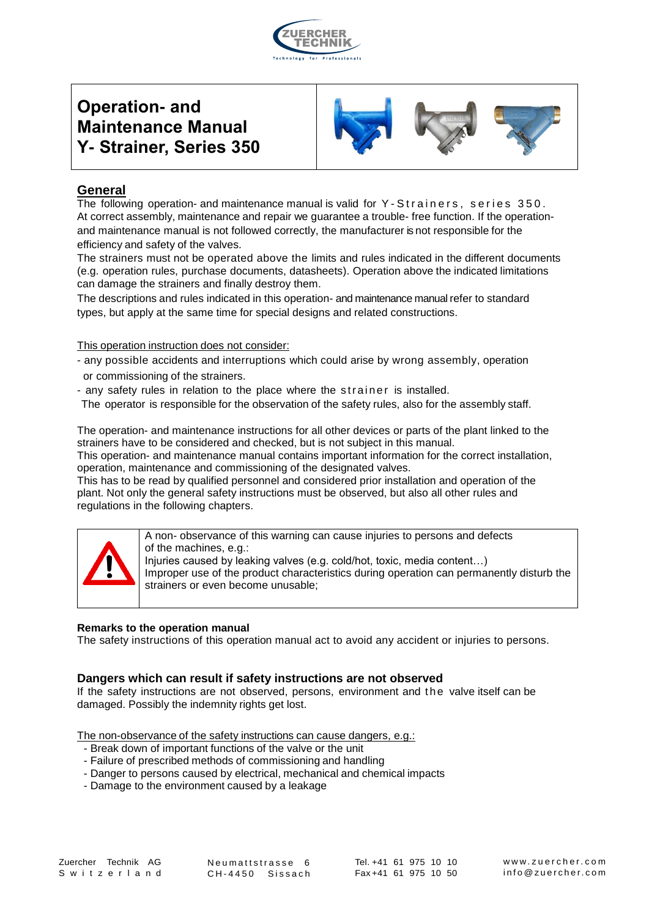# Operation- and Maintenance Manual Y- Strainer, Series 350

## General

The following operation- and maintenance manual is valid for Y-Strainers, series 350. At correct assembly, maintenance and repair we guarantee a trouble- free function. If the operation- and maintenance manual is not followed correctly, the manufacturer is not responsible for the efficiency and safety of the valves.

The strainers must not be operated above the limits and rules indicated in the different documents (e.g. operation rules, purchase documents, datasheets). Operation above the indicated limitations can damage the strainers and finally destroy them.

The descriptions and rules indicated in this operation- and maintenance manual refer to standard types, but apply at the same time for special designs and related constructions.

This operation instruction does not consider:

- any possible accidents and interruptions which could arise by wrong assembly, operation or commissioning of the strainers.
- any safety rules in relation to the place where the strainer is installed.

The operator is responsible for the observation of the safety rules, also for the assembly staff.

The operation- and maintenance instructions for all other devices or parts of the plant linked to the strainers have to be considered and checked, but is not subject in this manual.

This operation- and maintenance manual contains important information for the correct installation, operation, maintenance and commissioning of the designated valves.

This has to be read by qualified personnel and considered prior installation and operation of the plant. Not only the general safety instructions must be observed, but also all other rules and regulations in the following chapters.

| ⚠ | A non- observance of this warning can cause injuries to persons and defects of the machines, e.g.: Injuries caused by leaking valves (e.g. cold/hot, toxic, media content…) Improper use of the product characteristics during operation can permanently disturb the strainers or even become unusable; |
|---|---|

**Remarks to the operation manual**

The safety instructions of this operation manual act to avoid any accident or injuries to persons.

### Dangers which can result if safety instructions are not observed

If the safety instructions are not observed, persons, environment and the valve itself can be damaged. Possibly the indemnity rights get lost.

The non-observance of the safety instructions can cause dangers, e.g.:

- Break down of important functions of the valve or the unit
- Failure of prescribed methods of commissioning and handling
- Danger to persons caused by electrical, mechanical and chemical impacts
- Damage to the environment caused by a leakage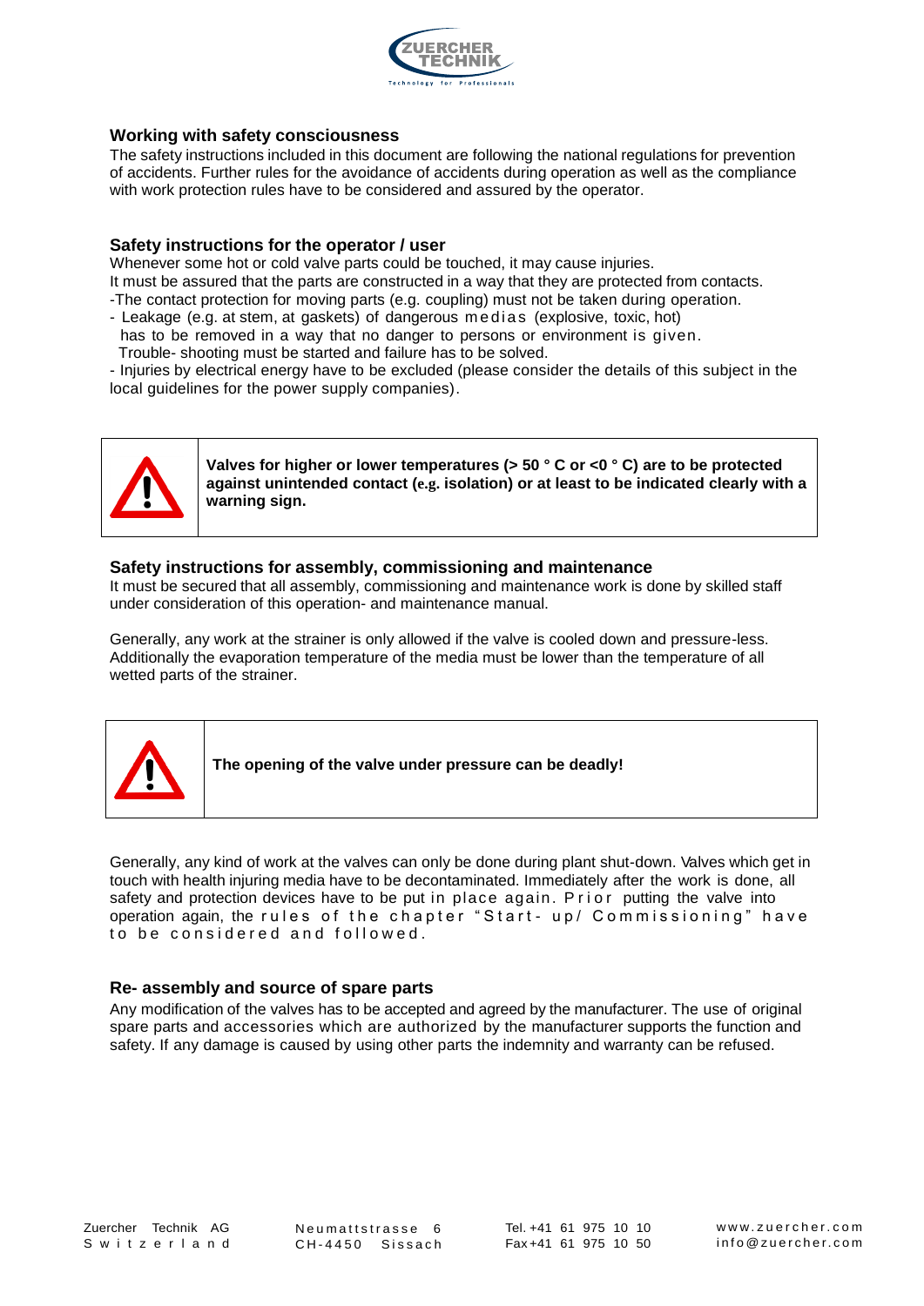## Working with safety consciousness

The safety instructions included in this document are following the national regulations for prevention of accidents. Further rules for the avoidance of accidents during operation as well as the compliance with work protection rules have to be considered and assured by the operator.

## Safety instructions for the operator / user

Whenever some hot or cold valve parts could be touched, it may cause injuries.
It must be assured that the parts are constructed in a way that they are protected from contacts.
-The contact protection for moving parts (e.g. coupling) must not be taken during operation.
- Leakage (e.g. at stem, at gaskets) of dangerous medias (explosive, toxic, hot) has to be removed in a way that no danger to persons or environment is given. Trouble- shooting must be started and failure has to be solved.
- Injuries by electrical energy have to be excluded (please consider the details of this subject in the local guidelines for the power supply companies).

| ⚠ | **Valves for higher or lower temperatures (> 50 ° C or <0 ° C) are to be protected against unintended contact (e.g. isolation) or at least to be indicated clearly with a warning sign.** |
|---|---|

## Safety instructions for assembly, commissioning and maintenance

It must be secured that all assembly, commissioning and maintenance work is done by skilled staff under consideration of this operation- and maintenance manual.

Generally, any work at the strainer is only allowed if the valve is cooled down and pressure-less. Additionally the evaporation temperature of the media must be lower than the temperature of all wetted parts of the strainer.

| ⚠ | **The opening of the valve under pressure can be deadly!** |
|---|---|

Generally, any kind of work at the valves can only be done during plant shut-down. Valves which get in touch with health injuring media have to be decontaminated. Immediately after the work is done, all safety and protection devices have to be put in place again. Prior putting the valve into operation again, the rules of the chapter "Start- up/ Commissioning" have to be considered and followed.

## Re- assembly and source of spare parts

Any modification of the valves has to be accepted and agreed by the manufacturer. The use of original spare parts and accessories which are authorized by the manufacturer supports the function and safety. If any damage is caused by using other parts the indemnity and warranty can be refused.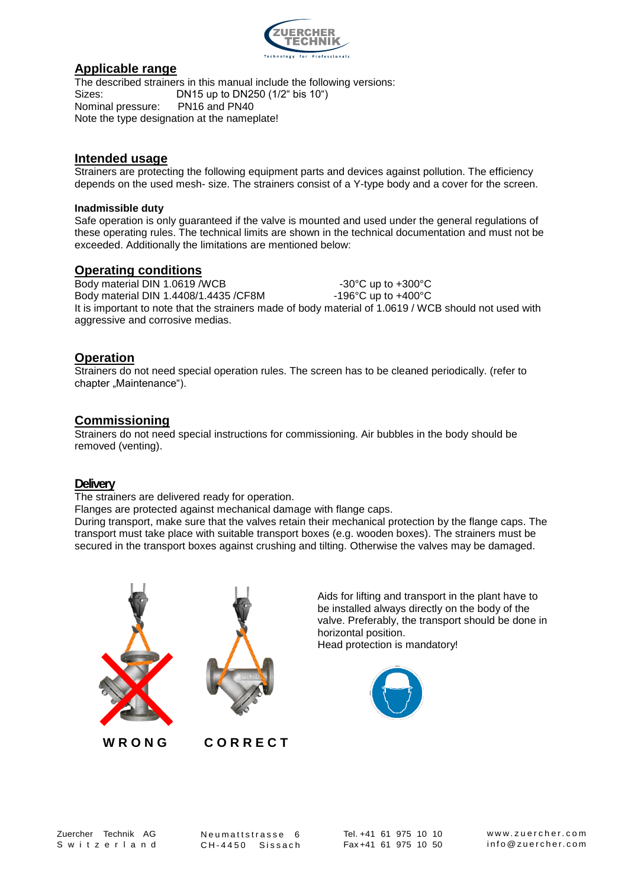## Applicable range

The described strainers in this manual include the following versions:
Sizes: DN15 up to DN250 (1/2" bis 10")
Nominal pressure: PN16 and PN40
Note the type designation at the nameplate!

## Intended usage

Strainers are protecting the following equipment parts and devices against pollution. The efficiency depends on the used mesh- size. The strainers consist of a Y-type body and a cover for the screen.

**Inadmissible duty**

Safe operation is only guaranteed if the valve is mounted and used under the general regulations of these operating rules. The technical limits are shown in the technical documentation and must not be exceeded. Additionally the limitations are mentioned below:

## Operating conditions

Body material DIN 1.0619 /WCB -30°C up to +300°C
Body material DIN 1.4408/1.4435 /CF8M -196°C up to +400°C
It is important to note that the strainers made of body material of 1.0619 / WCB should not used with aggressive and corrosive medias.

## Operation

Strainers do not need special operation rules. The screen has to be cleaned periodically. (refer to chapter „Maintenance").

## Commissioning

Strainers do not need special instructions for commissioning. Air bubbles in the body should be removed (venting).

## Delivery

The strainers are delivered ready for operation.
Flanges are protected against mechanical damage with flange caps.
During transport, make sure that the valves retain their mechanical protection by the flange caps. The transport must take place with suitable transport boxes (e.g. wooden boxes). The strainers must be secured in the transport boxes against crushing and tilting. Otherwise the valves may be damaged.

WRONG CORRECT

Aids for lifting and transport in the plant have to be installed always directly on the body of the valve. Preferably, the transport should be done in horizontal position.
Head protection is mandatory!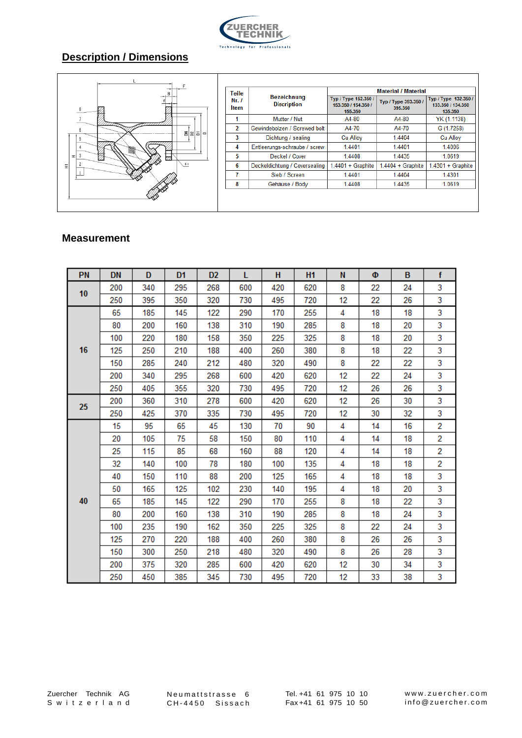## Description / Dimensions

| Teile Nr. / Item | Bezeichnung Discription | Material / Material | | |
|---|---|---|---|---|
| | | Typ / Type 152.350 / 153.350 / 154.350 / 155.350 | Typ / Type 393.350 / 395.350 | Typ / Type 132.350 / 133.350 / 134.350 135.350 |
| 1 | Mutter / Nut | A4-80 | A4-80 | YK (1.1138) |
| 2 | Gewindebolzen / Screwed bolt | A4-70 | A4-70 | G (1.7258) |
| 3 | Dichtung / sealing | Cu Alloy | 1.4404 | Cu Alloy |
| 4 | Entleerungs-schraube / screw | 1.4401 | 1.4401 | 1.4006 |
| 5 | Deckel / Cover | 1.4408 | 1.4435 | 1.0619 |
| 6 | Deckeldichtung / Coversealing | 1.4401 + Graphite | 1.4404 + Graphite | 1.4301 + Graphite |
| 7 | Sieb / Screen | 1.4401 | 1.4404 | 1.4301 |
| 8 | Gehause / Body | 1.4408 | 1.4435 | 1.0619 |

## Measurement

| PN | DN | D | D1 | D2 | L | H | H1 | N | Φ | B | f |
|---|---|---|---|---|---|---|---|---|---|---|---|
| 10 | 200 | 340 | 295 | 268 | 600 | 420 | 620 | 8 | 22 | 24 | 3 |
| | 250 | 395 | 350 | 320 | 730 | 495 | 720 | 12 | 22 | 26 | 3 |
| 16 | 65 | 185 | 145 | 122 | 290 | 170 | 255 | 4 | 18 | 18 | 3 |
| | 80 | 200 | 160 | 138 | 310 | 190 | 285 | 8 | 18 | 20 | 3 |
| | 100 | 220 | 180 | 158 | 350 | 225 | 325 | 8 | 18 | 20 | 3 |
| | 125 | 250 | 210 | 188 | 400 | 260 | 380 | 8 | 18 | 22 | 3 |
| | 150 | 285 | 240 | 212 | 480 | 320 | 490 | 8 | 22 | 22 | 3 |
| | 200 | 340 | 295 | 268 | 600 | 420 | 620 | 12 | 22 | 24 | 3 |
| | 250 | 405 | 355 | 320 | 730 | 495 | 720 | 12 | 26 | 26 | 3 |
| 25 | 200 | 360 | 310 | 278 | 600 | 420 | 620 | 12 | 26 | 30 | 3 |
| | 250 | 425 | 370 | 335 | 730 | 495 | 720 | 12 | 30 | 32 | 3 |
| 40 | 15 | 95 | 65 | 45 | 130 | 70 | 90 | 4 | 14 | 16 | 2 |
| | 20 | 105 | 75 | 58 | 150 | 80 | 110 | 4 | 14 | 18 | 2 |
| | 25 | 115 | 85 | 68 | 160 | 88 | 120 | 4 | 14 | 18 | 2 |
| | 32 | 140 | 100 | 78 | 180 | 100 | 135 | 4 | 18 | 18 | 2 |
| | 40 | 150 | 110 | 88 | 200 | 125 | 165 | 4 | 18 | 18 | 3 |
| | 50 | 165 | 125 | 102 | 230 | 140 | 195 | 4 | 18 | 20 | 3 |
| | 65 | 185 | 145 | 122 | 290 | 170 | 255 | 8 | 18 | 22 | 3 |
| | 80 | 200 | 160 | 138 | 310 | 190 | 285 | 8 | 18 | 24 | 3 |
| | 100 | 235 | 190 | 162 | 350 | 225 | 325 | 8 | 22 | 24 | 3 |
| | 125 | 270 | 220 | 188 | 400 | 260 | 380 | 8 | 26 | 26 | 3 |
| | 150 | 300 | 250 | 218 | 480 | 320 | 490 | 8 | 26 | 28 | 3 |
| | 200 | 375 | 320 | 285 | 600 | 420 | 620 | 12 | 30 | 34 | 3 |
| | 250 | 450 | 385 | 345 | 730 | 495 | 720 | 12 | 33 | 38 | 3 |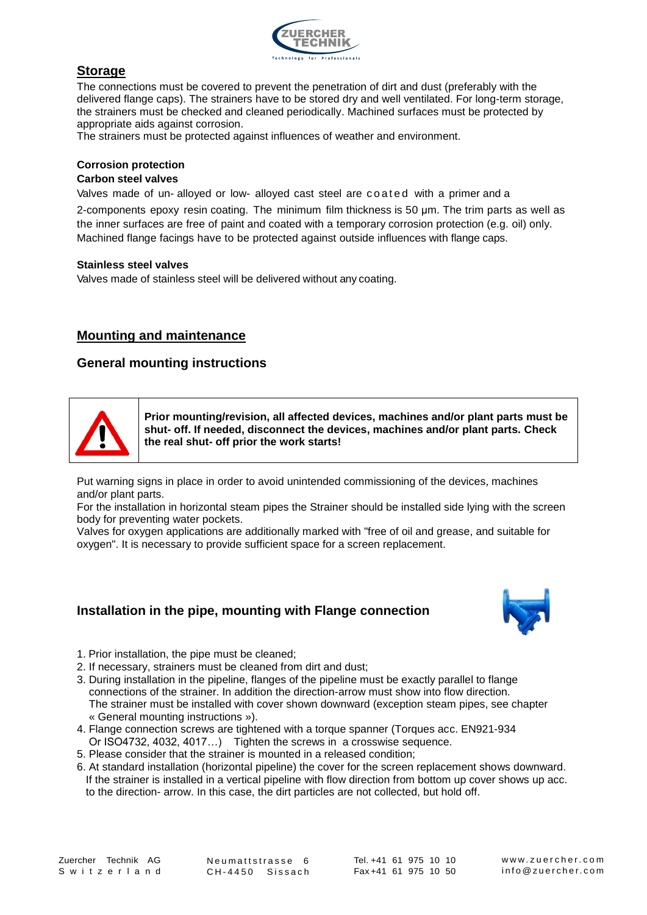## Storage

The connections must be covered to prevent the penetration of dirt and dust (preferably with the delivered flange caps). The strainers have to be stored dry and well ventilated. For long-term storage, the strainers must be checked and cleaned periodically. Machined surfaces must be protected by appropriate aids against corrosion.
The strainers must be protected against influences of weather and environment.

**Corrosion protection**

**Carbon steel valves**

Valves made of un- alloyed or low- alloyed cast steel are coated with a primer and a 2-components epoxy resin coating. The minimum film thickness is 50 μm. The trim parts as well as the inner surfaces are free of paint and coated with a temporary corrosion protection (e.g. oil) only. Machined flange facings have to be protected against outside influences with flange caps.

**Stainless steel valves**

Valves made of stainless steel will be delivered without any coating.

## Mounting and maintenance

### General mounting instructions

**Prior mounting/revision, all affected devices, machines and/or plant parts must be shut- off. If needed, disconnect the devices, machines and/or plant parts. Check the real shut- off prior the work starts!**

Put warning signs in place in order to avoid unintended commissioning of the devices, machines and/or plant parts.
For the installation in horizontal steam pipes the Strainer should be installed side lying with the screen body for preventing water pockets.
Valves for oxygen applications are additionally marked with "free of oil and grease, and suitable for oxygen". It is necessary to provide sufficient space for a screen replacement.

### Installation in the pipe, mounting with Flange connection

1. Prior installation, the pipe must be cleaned;
2. If necessary, strainers must be cleaned from dirt and dust;
3. During installation in the pipeline, flanges of the pipeline must be exactly parallel to flange connections of the strainer. In addition the direction-arrow must show into flow direction. The strainer must be installed with cover shown downward (exception steam pipes, see chapter « General mounting instructions »).
4. Flange connection screws are tightened with a torque spanner (Torques acc. EN921-934 Or ISO4732, 4032, 4017…) Tighten the screws in a crosswise sequence.
5. Please consider that the strainer is mounted in a released condition;
6. At standard installation (horizontal pipeline) the cover for the screen replacement shows downward. If the strainer is installed in a vertical pipeline with flow direction from bottom up cover shows up acc. to the direction- arrow. In this case, the dirt particles are not collected, but hold off.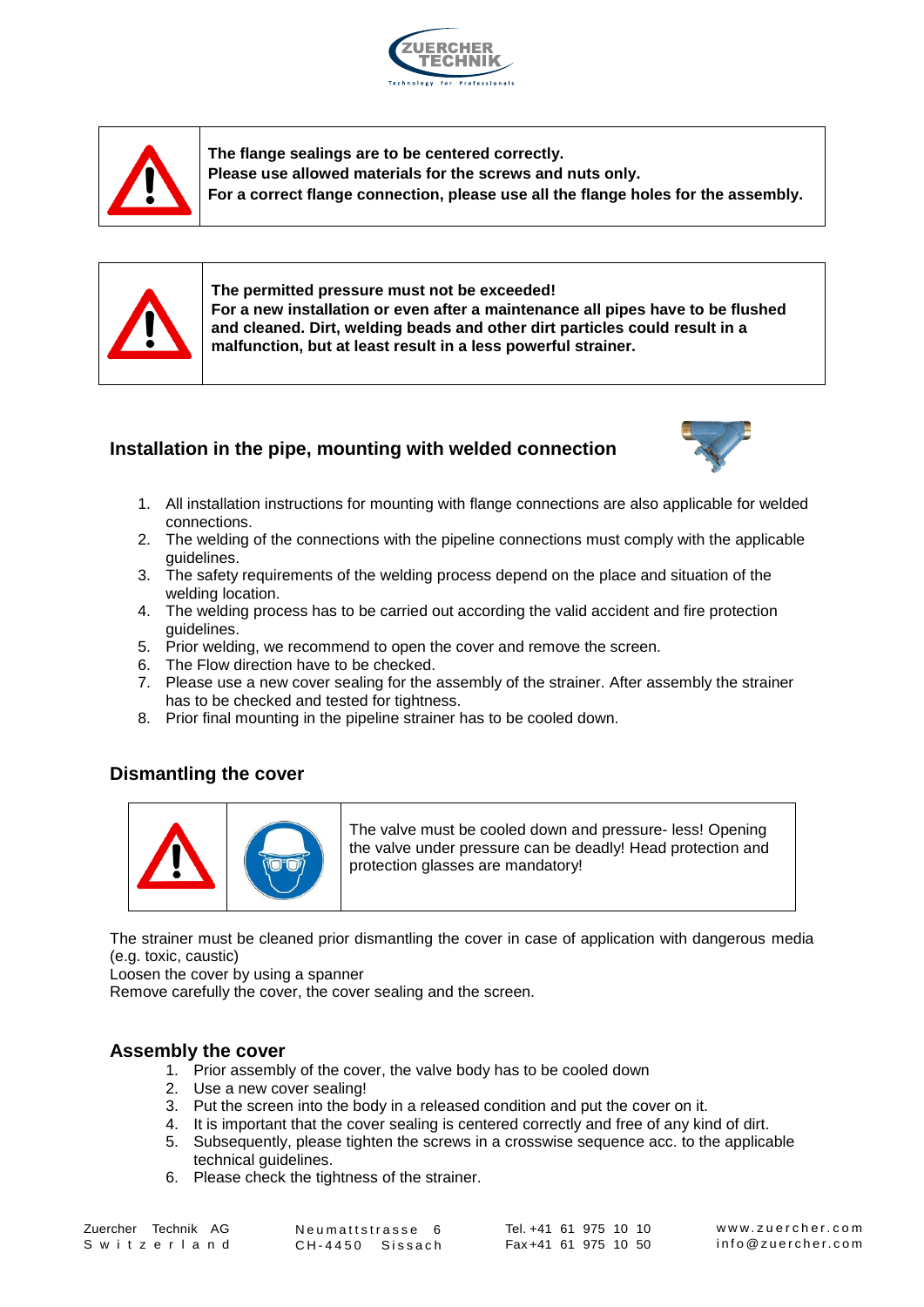**The flange sealings are to be centered correctly.**
**Please use allowed materials for the screws and nuts only.**
**For a correct flange connection, please use all the flange holes for the assembly.**

**The permitted pressure must not be exceeded!**
**For a new installation or even after a maintenance all pipes have to be flushed and cleaned. Dirt, welding beads and other dirt particles could result in a malfunction, but at least result in a less powerful strainer.**

## Installation in the pipe, mounting with welded connection

1. All installation instructions for mounting with flange connections are also applicable for welded connections.
2. The welding of the connections with the pipeline connections must comply with the applicable guidelines.
3. The safety requirements of the welding process depend on the place and situation of the welding location.
4. The welding process has to be carried out according the valid accident and fire protection guidelines.
5. Prior welding, we recommend to open the cover and remove the screen.
6. The Flow direction have to be checked.
7. Please use a new cover sealing for the assembly of the strainer. After assembly the strainer has to be checked and tested for tightness.
8. Prior final mounting in the pipeline strainer has to be cooled down.

## Dismantling the cover

The valve must be cooled down and pressure- less! Opening the valve under pressure can be deadly! Head protection and protection glasses are mandatory!

The strainer must be cleaned prior dismantling the cover in case of application with dangerous media (e.g. toxic, caustic)
Loosen the cover by using a spanner
Remove carefully the cover, the cover sealing and the screen.

## Assembly the cover

1. Prior assembly of the cover, the valve body has to be cooled down
2. Use a new cover sealing!
3. Put the screen into the body in a released condition and put the cover on it.
4. It is important that the cover sealing is centered correctly and free of any kind of dirt.
5. Subsequently, please tighten the screws in a crosswise sequence acc. to the applicable technical guidelines.
6. Please check the tightness of the strainer.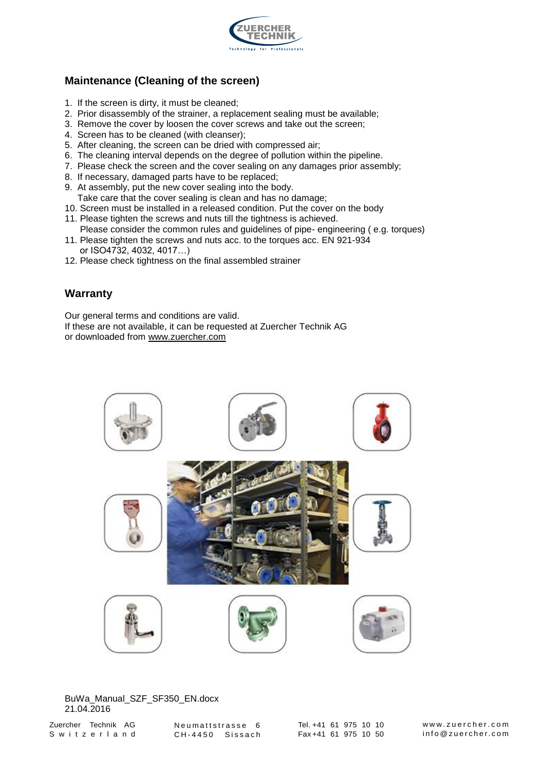## Maintenance (Cleaning of the screen)

1. If the screen is dirty, it must be cleaned;
2. Prior disassembly of the strainer, a replacement sealing must be available;
3. Remove the cover by loosen the cover screws and take out the screen;
4. Screen has to be cleaned (with cleanser);
5. After cleaning, the screen can be dried with compressed air;
6. The cleaning interval depends on the degree of pollution within the pipeline.
7. Please check the screen and the cover sealing on any damages prior assembly;
8. If necessary, damaged parts have to be replaced;
9. At assembly, put the new cover sealing into the body.
   Take care that the cover sealing is clean and has no damage;
10. Screen must be installed in a released condition. Put the cover on the body
11. Please tighten the screws and nuts till the tightness is achieved.
    Please consider the common rules and guidelines of pipe- engineering ( e.g. torques)
11. Please tighten the screws and nuts acc. to the torques acc. EN 921-934
    or ISO4732, 4032, 4017…)
12. Please check tightness on the final assembled strainer

## Warranty

Our general terms and conditions are valid.
If these are not available, it can be requested at Zuercher Technik AG
or downloaded from www.zuercher.com

BuWa_Manual_SZF_SF350_EN.docx
21.04.2016

Zuercher Technik AG
Switzerland

Neumattstrasse 6
CH-4450 Sissach

Tel. +41 61 975 10 10
Fax +41 61 975 10 50

www.zuercher.com
info@zuercher.com